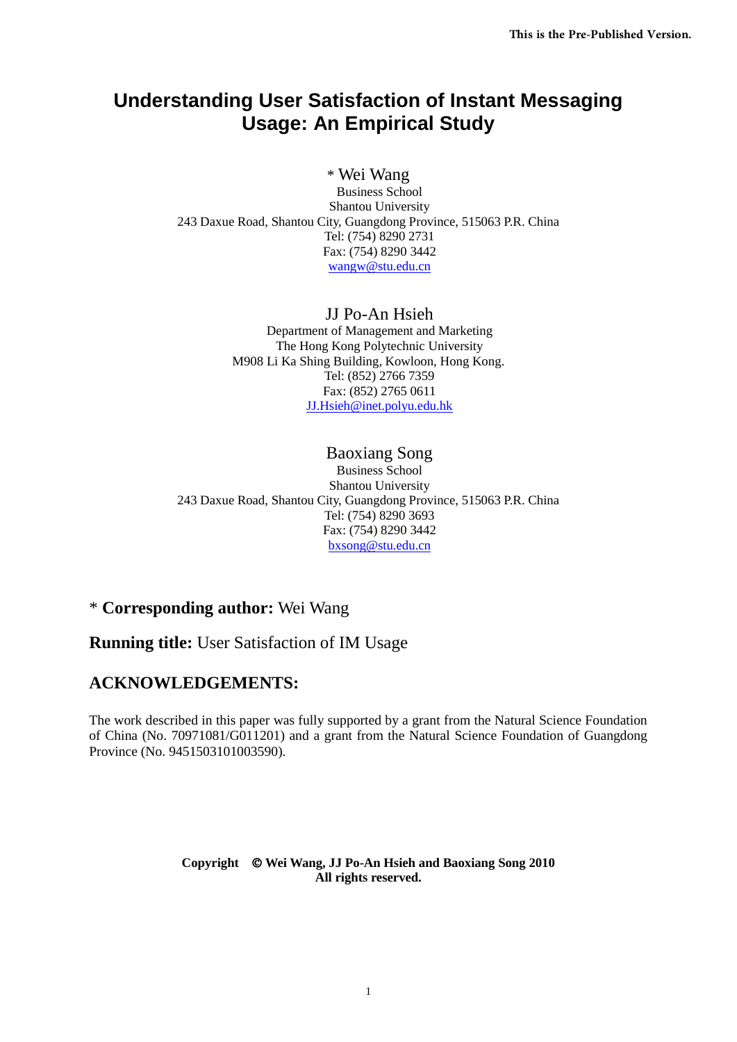This is the Pre-Published Version.

# Understanding User Satisfaction of Instant Messaging Usage: An Empirical Study

\* Wei Wang
Business School
Shantou University
243 Daxue Road, Shantou City, Guangdong Province, 515063 P.R. China
Tel: (754) 8290 2731
Fax: (754) 8290 3442
wangw@stu.edu.cn

JJ Po-An Hsieh
Department of Management and Marketing
The Hong Kong Polytechnic University
M908 Li Ka Shing Building, Kowloon, Hong Kong.
Tel: (852) 2766 7359
Fax: (852) 2765 0611
JJ.Hsieh@inet.polyu.edu.hk

Baoxiang Song
Business School
Shantou University
243 Daxue Road, Shantou City, Guangdong Province, 515063 P.R. China
Tel: (754) 8290 3693
Fax: (754) 8290 3442
bxsong@stu.edu.cn

\* **Corresponding author:** Wei Wang

**Running title:** User Satisfaction of IM Usage

## ACKNOWLEDGEMENTS:

The work described in this paper was fully supported by a grant from the Natural Science Foundation of China (No. 70971081/G011201) and a grant from the Natural Science Foundation of Guangdong Province (No. 9451503101003590).

**Copyright © Wei Wang, JJ Po-An Hsieh and Baoxiang Song 2010**
**All rights reserved.**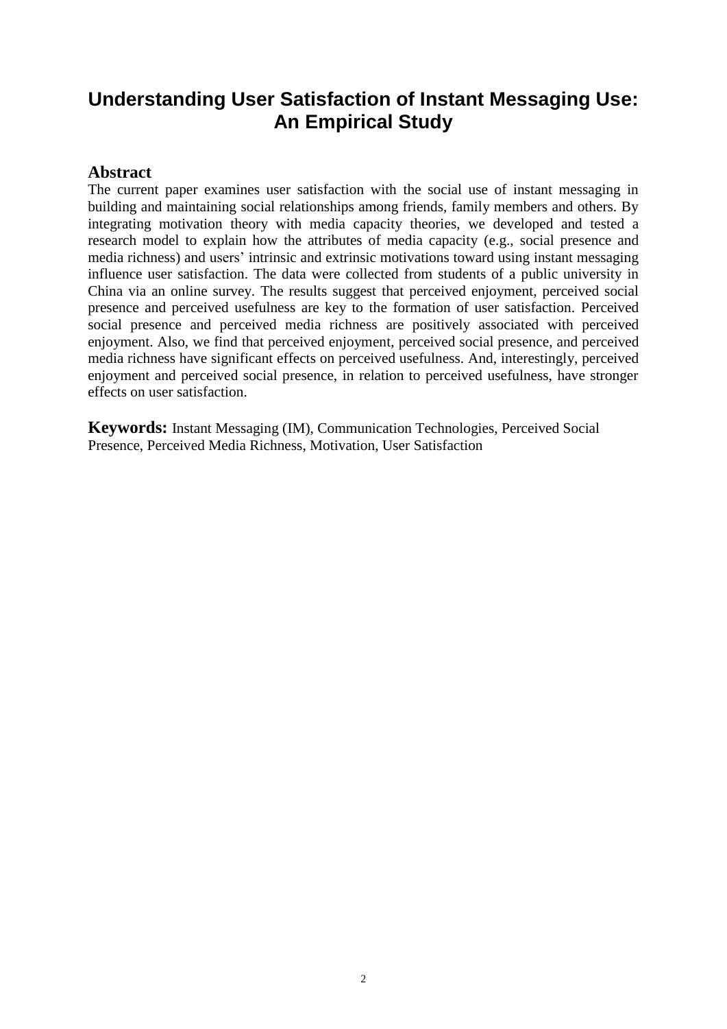# Understanding User Satisfaction of Instant Messaging Use: An Empirical Study

## Abstract

The current paper examines user satisfaction with the social use of instant messaging in building and maintaining social relationships among friends, family members and others. By integrating motivation theory with media capacity theories, we developed and tested a research model to explain how the attributes of media capacity (e.g., social presence and media richness) and users' intrinsic and extrinsic motivations toward using instant messaging influence user satisfaction. The data were collected from students of a public university in China via an online survey. The results suggest that perceived enjoyment, perceived social presence and perceived usefulness are key to the formation of user satisfaction. Perceived social presence and perceived media richness are positively associated with perceived enjoyment. Also, we find that perceived enjoyment, perceived social presence, and perceived media richness have significant effects on perceived usefulness. And, interestingly, perceived enjoyment and perceived social presence, in relation to perceived usefulness, have stronger effects on user satisfaction.

**Keywords:** Instant Messaging (IM), Communication Technologies, Perceived Social Presence, Perceived Media Richness, Motivation, User Satisfaction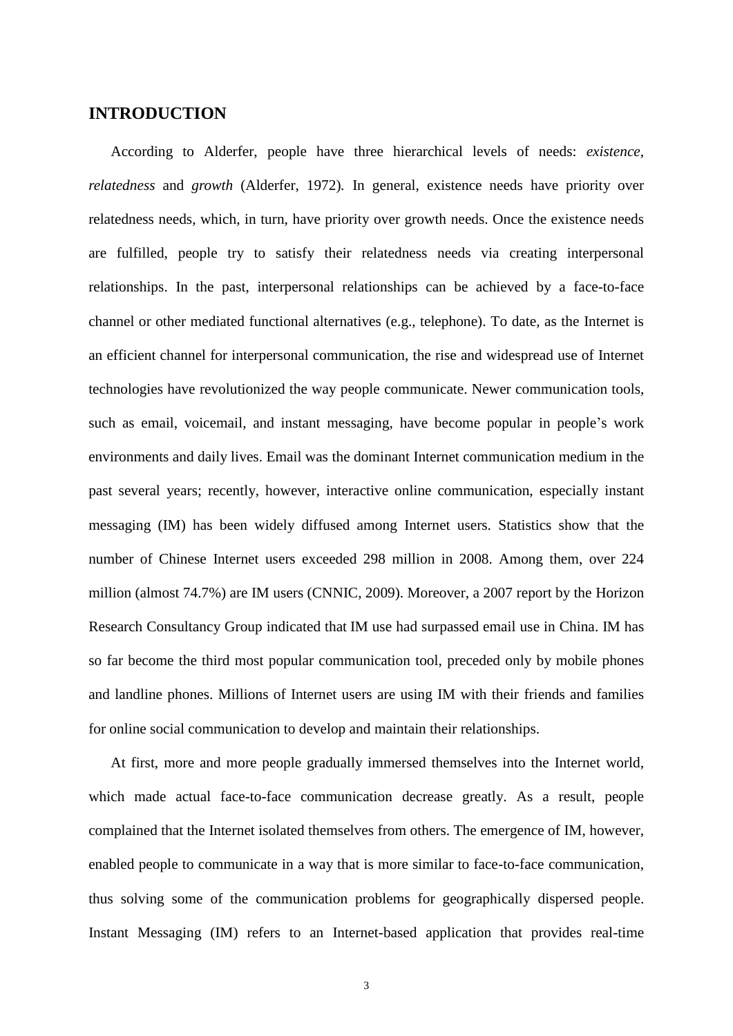## INTRODUCTION

According to Alderfer, people have three hierarchical levels of needs: *existence*, *relatedness* and *growth* (Alderfer, 1972). In general, existence needs have priority over relatedness needs, which, in turn, have priority over growth needs. Once the existence needs are fulfilled, people try to satisfy their relatedness needs via creating interpersonal relationships. In the past, interpersonal relationships can be achieved by a face-to-face channel or other mediated functional alternatives (e.g., telephone). To date, as the Internet is an efficient channel for interpersonal communication, the rise and widespread use of Internet technologies have revolutionized the way people communicate. Newer communication tools, such as email, voicemail, and instant messaging, have become popular in people's work environments and daily lives. Email was the dominant Internet communication medium in the past several years; recently, however, interactive online communication, especially instant messaging (IM) has been widely diffused among Internet users. Statistics show that the number of Chinese Internet users exceeded 298 million in 2008. Among them, over 224 million (almost 74.7%) are IM users (CNNIC, 2009). Moreover, a 2007 report by the Horizon Research Consultancy Group indicated that IM use had surpassed email use in China. IM has so far become the third most popular communication tool, preceded only by mobile phones and landline phones. Millions of Internet users are using IM with their friends and families for online social communication to develop and maintain their relationships.

At first, more and more people gradually immersed themselves into the Internet world, which made actual face-to-face communication decrease greatly. As a result, people complained that the Internet isolated themselves from others. The emergence of IM, however, enabled people to communicate in a way that is more similar to face-to-face communication, thus solving some of the communication problems for geographically dispersed people. Instant Messaging (IM) refers to an Internet-based application that provides real-time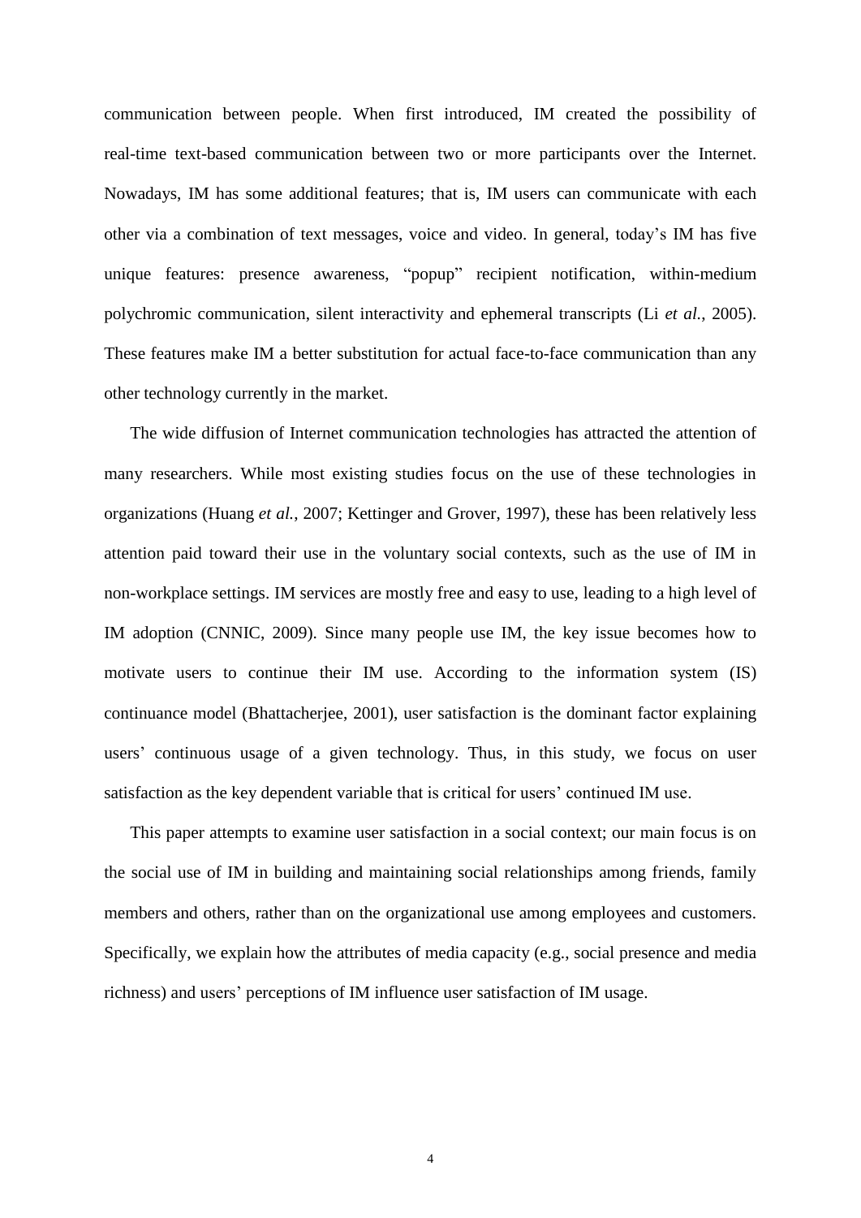communication between people. When first introduced, IM created the possibility of real-time text-based communication between two or more participants over the Internet. Nowadays, IM has some additional features; that is, IM users can communicate with each other via a combination of text messages, voice and video. In general, today's IM has five unique features: presence awareness, "popup" recipient notification, within-medium polychromic communication, silent interactivity and ephemeral transcripts (Li *et al.*, 2005). These features make IM a better substitution for actual face-to-face communication than any other technology currently in the market.

The wide diffusion of Internet communication technologies has attracted the attention of many researchers. While most existing studies focus on the use of these technologies in organizations (Huang *et al.*, 2007; Kettinger and Grover, 1997), these has been relatively less attention paid toward their use in the voluntary social contexts, such as the use of IM in non-workplace settings. IM services are mostly free and easy to use, leading to a high level of IM adoption (CNNIC, 2009). Since many people use IM, the key issue becomes how to motivate users to continue their IM use. According to the information system (IS) continuance model (Bhattacherjee, 2001), user satisfaction is the dominant factor explaining users' continuous usage of a given technology. Thus, in this study, we focus on user satisfaction as the key dependent variable that is critical for users' continued IM use.

This paper attempts to examine user satisfaction in a social context; our main focus is on the social use of IM in building and maintaining social relationships among friends, family members and others, rather than on the organizational use among employees and customers. Specifically, we explain how the attributes of media capacity (e.g., social presence and media richness) and users' perceptions of IM influence user satisfaction of IM usage.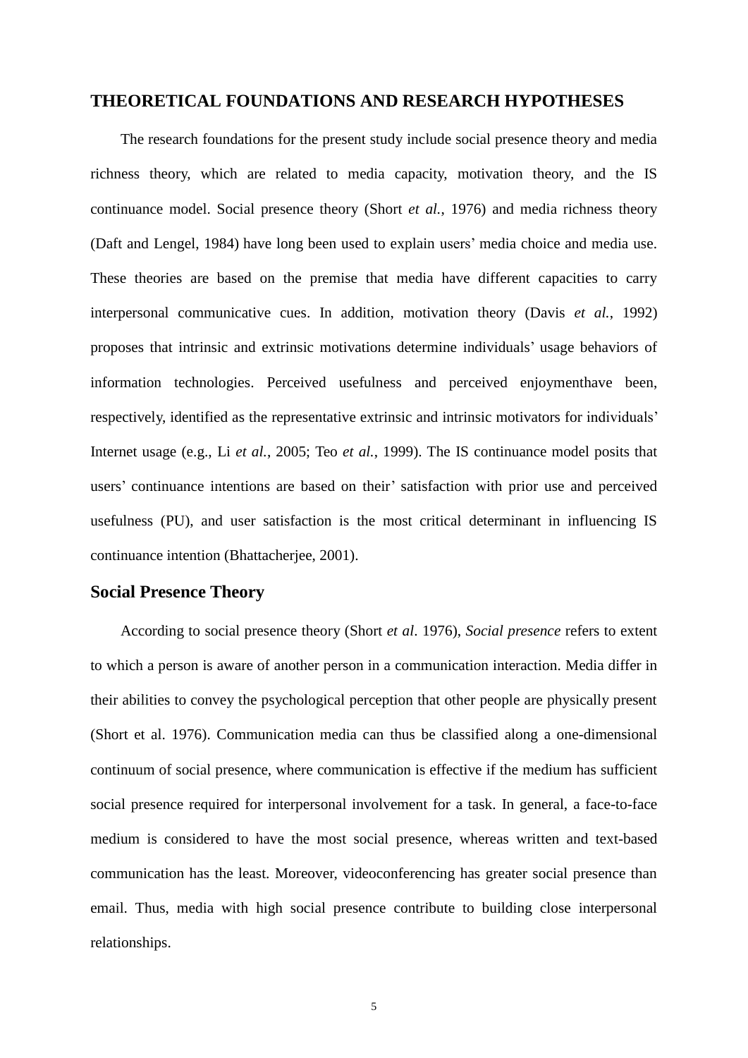## THEORETICAL FOUNDATIONS AND RESEARCH HYPOTHESES

The research foundations for the present study include social presence theory and media richness theory, which are related to media capacity, motivation theory, and the IS continuance model. Social presence theory (Short *et al.*, 1976) and media richness theory (Daft and Lengel, 1984) have long been used to explain users' media choice and media use. These theories are based on the premise that media have different capacities to carry interpersonal communicative cues. In addition, motivation theory (Davis *et al.*, 1992) proposes that intrinsic and extrinsic motivations determine individuals' usage behaviors of information technologies. Perceived usefulness and perceived enjoymenthave been, respectively, identified as the representative extrinsic and intrinsic motivators for individuals' Internet usage (e.g., Li *et al.*, 2005; Teo *et al.*, 1999). The IS continuance model posits that users' continuance intentions are based on their' satisfaction with prior use and perceived usefulness (PU), and user satisfaction is the most critical determinant in influencing IS continuance intention (Bhattacherjee, 2001).

### Social Presence Theory

According to social presence theory (Short *et al*. 1976), *Social presence* refers to extent to which a person is aware of another person in a communication interaction. Media differ in their abilities to convey the psychological perception that other people are physically present (Short et al. 1976). Communication media can thus be classified along a one-dimensional continuum of social presence, where communication is effective if the medium has sufficient social presence required for interpersonal involvement for a task. In general, a face-to-face medium is considered to have the most social presence, whereas written and text-based communication has the least. Moreover, videoconferencing has greater social presence than email. Thus, media with high social presence contribute to building close interpersonal relationships.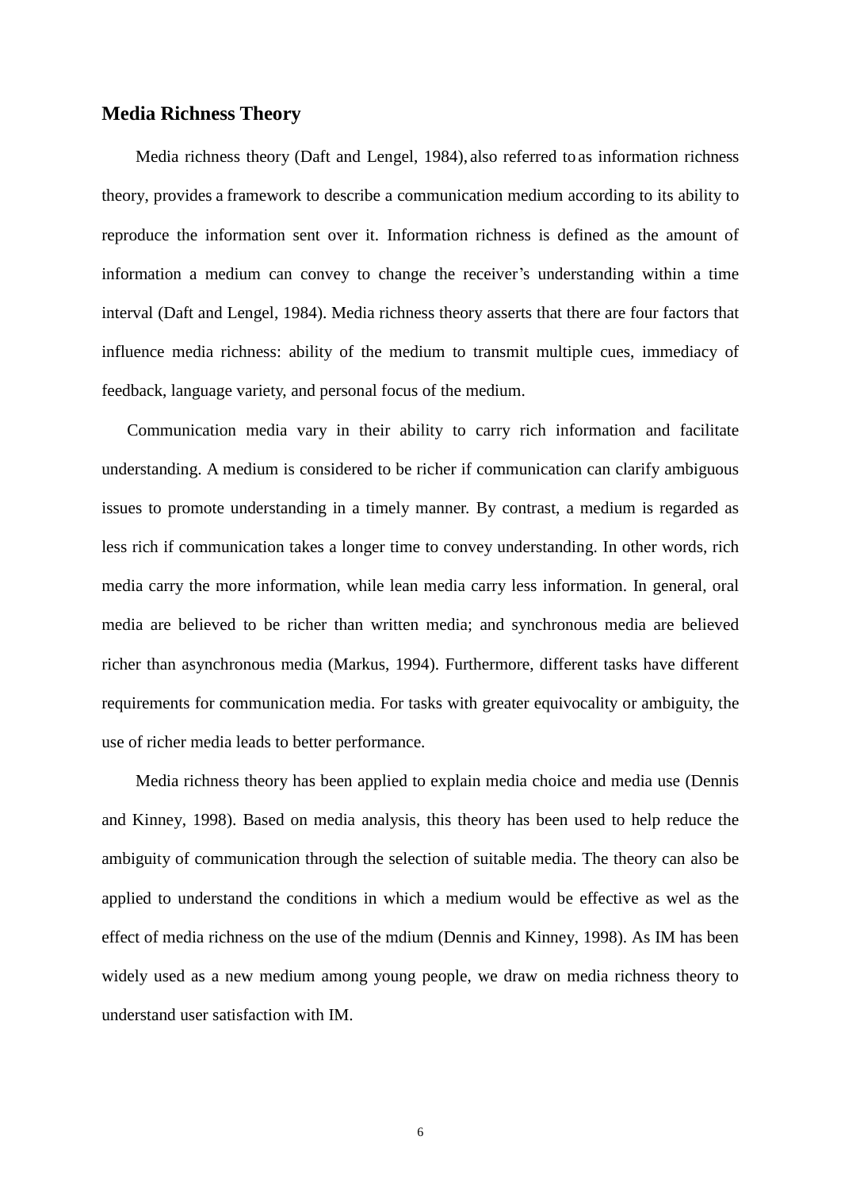## Media Richness Theory

Media richness theory (Daft and Lengel, 1984), also referred to as information richness theory, provides a framework to describe a communication medium according to its ability to reproduce the information sent over it. Information richness is defined as the amount of information a medium can convey to change the receiver's understanding within a time interval (Daft and Lengel, 1984). Media richness theory asserts that there are four factors that influence media richness: ability of the medium to transmit multiple cues, immediacy of feedback, language variety, and personal focus of the medium.

Communication media vary in their ability to carry rich information and facilitate understanding. A medium is considered to be richer if communication can clarify ambiguous issues to promote understanding in a timely manner. By contrast, a medium is regarded as less rich if communication takes a longer time to convey understanding. In other words, rich media carry the more information, while lean media carry less information. In general, oral media are believed to be richer than written media; and synchronous media are believed richer than asynchronous media (Markus, 1994). Furthermore, different tasks have different requirements for communication media. For tasks with greater equivocality or ambiguity, the use of richer media leads to better performance.

Media richness theory has been applied to explain media choice and media use (Dennis and Kinney, 1998). Based on media analysis, this theory has been used to help reduce the ambiguity of communication through the selection of suitable media. The theory can also be applied to understand the conditions in which a medium would be effective as wel as the effect of media richness on the use of the mdium (Dennis and Kinney, 1998). As IM has been widely used as a new medium among young people, we draw on media richness theory to understand user satisfaction with IM.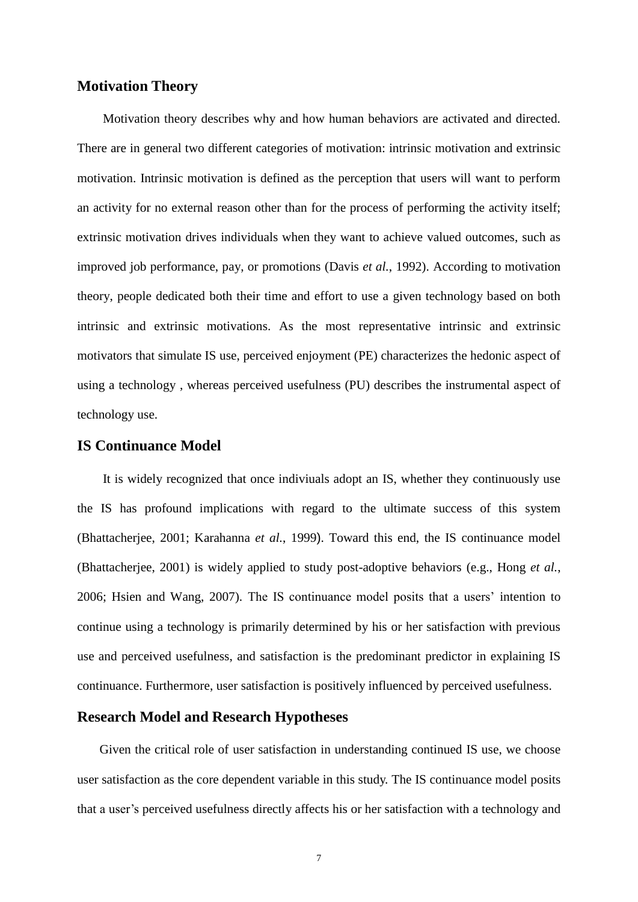## Motivation Theory

Motivation theory describes why and how human behaviors are activated and directed. There are in general two different categories of motivation: intrinsic motivation and extrinsic motivation. Intrinsic motivation is defined as the perception that users will want to perform an activity for no external reason other than for the process of performing the activity itself; extrinsic motivation drives individuals when they want to achieve valued outcomes, such as improved job performance, pay, or promotions (Davis *et al.*, 1992). According to motivation theory, people dedicated both their time and effort to use a given technology based on both intrinsic and extrinsic motivations. As the most representative intrinsic and extrinsic motivators that simulate IS use, perceived enjoyment (PE) characterizes the hedonic aspect of using a technology , whereas perceived usefulness (PU) describes the instrumental aspect of technology use.

## IS Continuance Model

It is widely recognized that once indiviuals adopt an IS, whether they continuously use the IS has profound implications with regard to the ultimate success of this system (Bhattacherjee, 2001; Karahanna *et al.*, 1999). Toward this end, the IS continuance model (Bhattacherjee, 2001) is widely applied to study post-adoptive behaviors (e.g., Hong *et al.*, 2006; Hsien and Wang, 2007). The IS continuance model posits that a users' intention to continue using a technology is primarily determined by his or her satisfaction with previous use and perceived usefulness, and satisfaction is the predominant predictor in explaining IS continuance. Furthermore, user satisfaction is positively influenced by perceived usefulness.

## Research Model and Research Hypotheses

Given the critical role of user satisfaction in understanding continued IS use, we choose user satisfaction as the core dependent variable in this study. The IS continuance model posits that a user's perceived usefulness directly affects his or her satisfaction with a technology and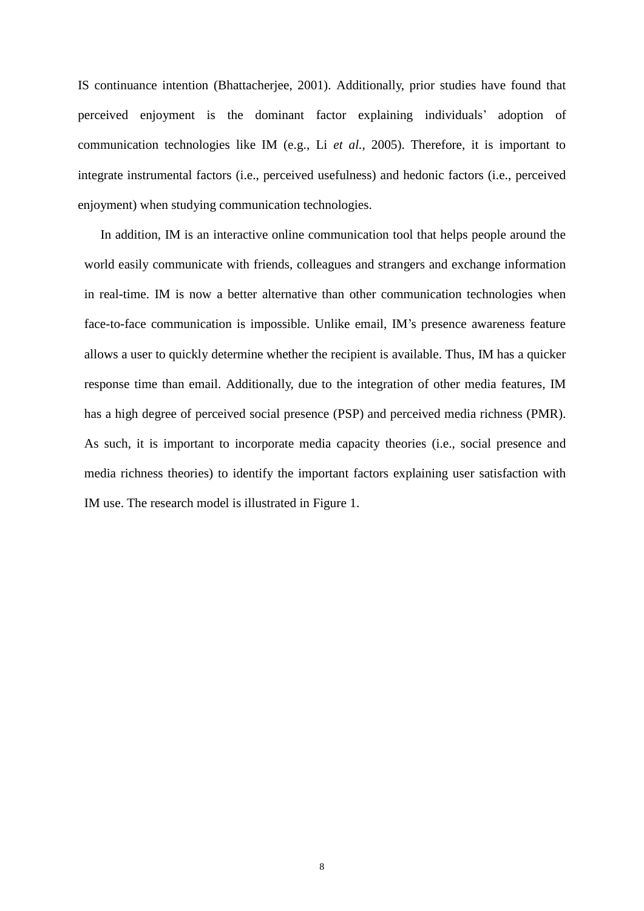IS continuance intention (Bhattacherjee, 2001). Additionally, prior studies have found that perceived enjoyment is the dominant factor explaining individuals' adoption of communication technologies like IM (e.g., Li *et al.*, 2005). Therefore, it is important to integrate instrumental factors (i.e., perceived usefulness) and hedonic factors (i.e., perceived enjoyment) when studying communication technologies.

In addition, IM is an interactive online communication tool that helps people around the world easily communicate with friends, colleagues and strangers and exchange information in real-time. IM is now a better alternative than other communication technologies when face-to-face communication is impossible. Unlike email, IM's presence awareness feature allows a user to quickly determine whether the recipient is available. Thus, IM has a quicker response time than email. Additionally, due to the integration of other media features, IM has a high degree of perceived social presence (PSP) and perceived media richness (PMR). As such, it is important to incorporate media capacity theories (i.e., social presence and media richness theories) to identify the important factors explaining user satisfaction with IM use. The research model is illustrated in Figure 1.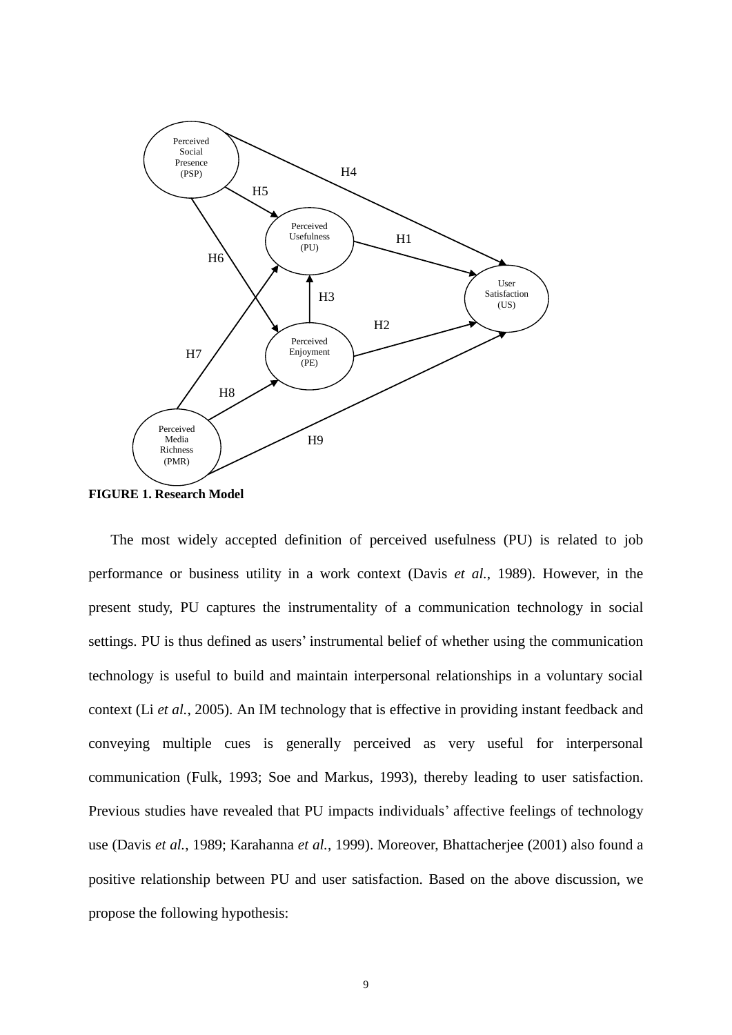**FIGURE 1. Research Model**

The most widely accepted definition of perceived usefulness (PU) is related to job performance or business utility in a work context (Davis *et al.*, 1989). However, in the present study, PU captures the instrumentality of a communication technology in social settings. PU is thus defined as users' instrumental belief of whether using the communication technology is useful to build and maintain interpersonal relationships in a voluntary social context (Li *et al.*, 2005). An IM technology that is effective in providing instant feedback and conveying multiple cues is generally perceived as very useful for interpersonal communication (Fulk, 1993; Soe and Markus, 1993), thereby leading to user satisfaction. Previous studies have revealed that PU impacts individuals' affective feelings of technology use (Davis *et al.*, 1989; Karahanna *et al.*, 1999). Moreover, Bhattacherjee (2001) also found a positive relationship between PU and user satisfaction. Based on the above discussion, we propose the following hypothesis: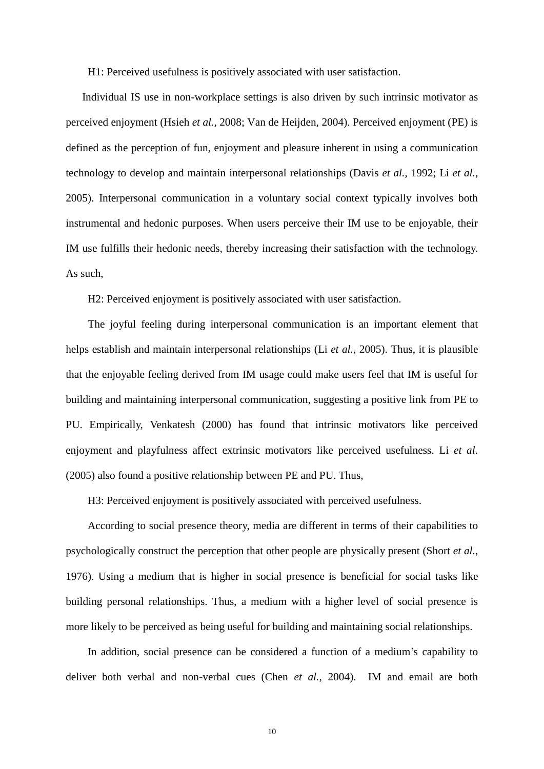H1: Perceived usefulness is positively associated with user satisfaction.

Individual IS use in non-workplace settings is also driven by such intrinsic motivator as perceived enjoyment (Hsieh *et al.*, 2008; Van de Heijden, 2004). Perceived enjoyment (PE) is defined as the perception of fun, enjoyment and pleasure inherent in using a communication technology to develop and maintain interpersonal relationships (Davis *et al.*, 1992; Li *et al.*, 2005). Interpersonal communication in a voluntary social context typically involves both instrumental and hedonic purposes. When users perceive their IM use to be enjoyable, their IM use fulfills their hedonic needs, thereby increasing their satisfaction with the technology. As such,

H2: Perceived enjoyment is positively associated with user satisfaction.

The joyful feeling during interpersonal communication is an important element that helps establish and maintain interpersonal relationships (Li *et al.*, 2005). Thus, it is plausible that the enjoyable feeling derived from IM usage could make users feel that IM is useful for building and maintaining interpersonal communication, suggesting a positive link from PE to PU. Empirically, Venkatesh (2000) has found that intrinsic motivators like perceived enjoyment and playfulness affect extrinsic motivators like perceived usefulness. Li *et al*. (2005) also found a positive relationship between PE and PU. Thus,

H3: Perceived enjoyment is positively associated with perceived usefulness.

According to social presence theory, media are different in terms of their capabilities to psychologically construct the perception that other people are physically present (Short *et al.*, 1976). Using a medium that is higher in social presence is beneficial for social tasks like building personal relationships. Thus, a medium with a higher level of social presence is more likely to be perceived as being useful for building and maintaining social relationships.

In addition, social presence can be considered a function of a medium's capability to deliver both verbal and non-verbal cues (Chen *et al.*, 2004). IM and email are both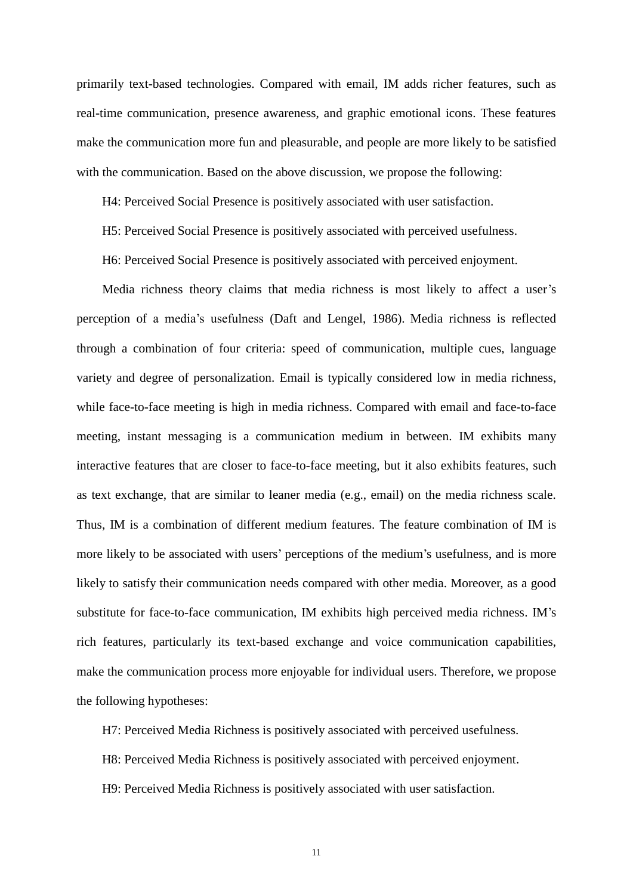primarily text-based technologies. Compared with email, IM adds richer features, such as real-time communication, presence awareness, and graphic emotional icons. These features make the communication more fun and pleasurable, and people are more likely to be satisfied with the communication. Based on the above discussion, we propose the following:

H4: Perceived Social Presence is positively associated with user satisfaction.

H5: Perceived Social Presence is positively associated with perceived usefulness.

H6: Perceived Social Presence is positively associated with perceived enjoyment.

Media richness theory claims that media richness is most likely to affect a user's perception of a media's usefulness (Daft and Lengel, 1986). Media richness is reflected through a combination of four criteria: speed of communication, multiple cues, language variety and degree of personalization. Email is typically considered low in media richness, while face-to-face meeting is high in media richness. Compared with email and face-to-face meeting, instant messaging is a communication medium in between. IM exhibits many interactive features that are closer to face-to-face meeting, but it also exhibits features, such as text exchange, that are similar to leaner media (e.g., email) on the media richness scale. Thus, IM is a combination of different medium features. The feature combination of IM is more likely to be associated with users' perceptions of the medium's usefulness, and is more likely to satisfy their communication needs compared with other media. Moreover, as a good substitute for face-to-face communication, IM exhibits high perceived media richness. IM's rich features, particularly its text-based exchange and voice communication capabilities, make the communication process more enjoyable for individual users. Therefore, we propose the following hypotheses:

H7: Perceived Media Richness is positively associated with perceived usefulness.

H8: Perceived Media Richness is positively associated with perceived enjoyment.

H9: Perceived Media Richness is positively associated with user satisfaction.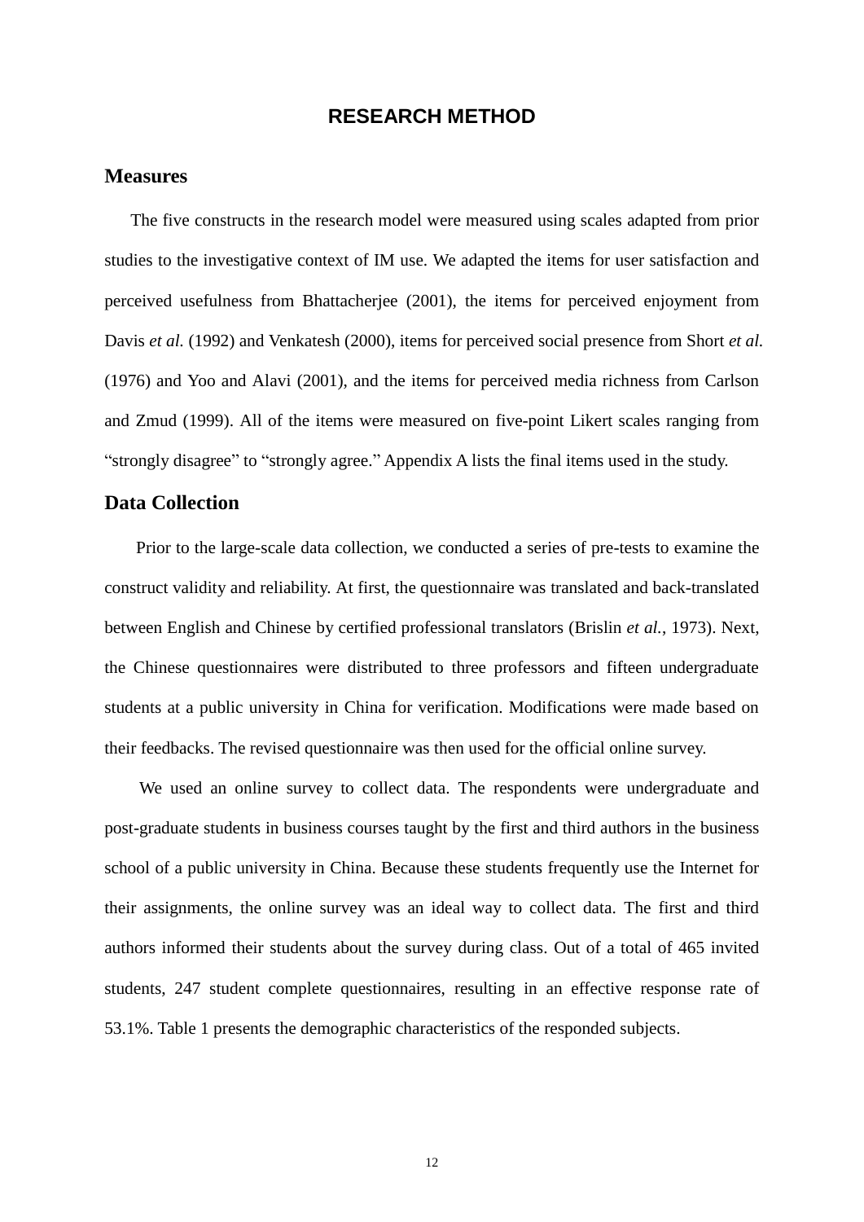# RESEARCH METHOD

## Measures

The five constructs in the research model were measured using scales adapted from prior studies to the investigative context of IM use. We adapted the items for user satisfaction and perceived usefulness from Bhattacherjee (2001), the items for perceived enjoyment from Davis *et al.* (1992) and Venkatesh (2000), items for perceived social presence from Short *et al.* (1976) and Yoo and Alavi (2001), and the items for perceived media richness from Carlson and Zmud (1999). All of the items were measured on five-point Likert scales ranging from "strongly disagree" to "strongly agree." Appendix A lists the final items used in the study.

## Data Collection

Prior to the large-scale data collection, we conducted a series of pre-tests to examine the construct validity and reliability. At first, the questionnaire was translated and back-translated between English and Chinese by certified professional translators (Brislin *et al.*, 1973). Next, the Chinese questionnaires were distributed to three professors and fifteen undergraduate students at a public university in China for verification. Modifications were made based on their feedbacks. The revised questionnaire was then used for the official online survey.

We used an online survey to collect data. The respondents were undergraduate and post-graduate students in business courses taught by the first and third authors in the business school of a public university in China. Because these students frequently use the Internet for their assignments, the online survey was an ideal way to collect data. The first and third authors informed their students about the survey during class. Out of a total of 465 invited students, 247 student complete questionnaires, resulting in an effective response rate of 53.1%. Table 1 presents the demographic characteristics of the responded subjects.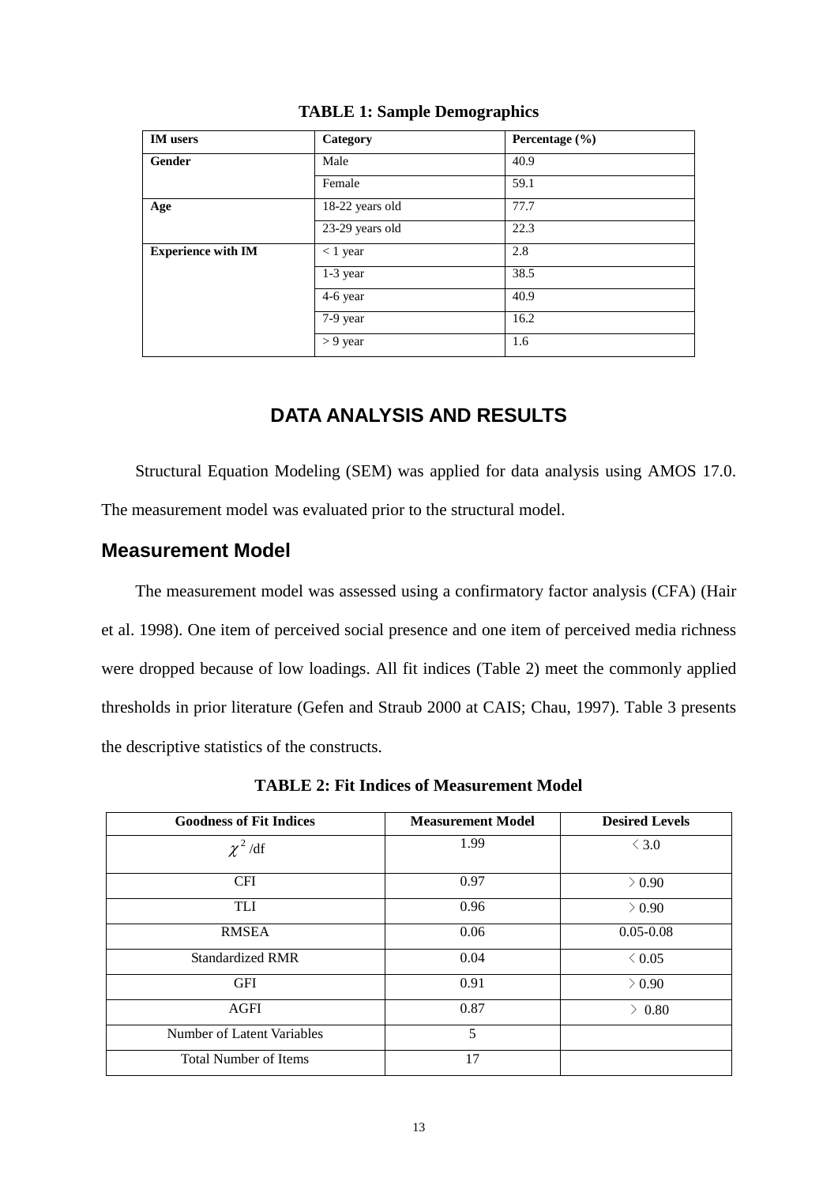**TABLE 1: Sample Demographics**

| IM users | Category | Percentage (%) |
| --- | --- | --- |
| **Gender** | Male | 40.9 |
| | Female | 59.1 |
| **Age** | 18-22 years old | 77.7 |
| | 23-29 years old | 22.3 |
| **Experience with IM** | < 1 year | 2.8 |
| | 1-3 year | 38.5 |
| | 4-6 year | 40.9 |
| | 7-9 year | 16.2 |
| | > 9 year | 1.6 |

## DATA ANALYSIS AND RESULTS

Structural Equation Modeling (SEM) was applied for data analysis using AMOS 17.0. The measurement model was evaluated prior to the structural model.

### Measurement Model

The measurement model was assessed using a confirmatory factor analysis (CFA) (Hair et al. 1998). One item of perceived social presence and one item of perceived media richness were dropped because of low loadings. All fit indices (Table 2) meet the commonly applied thresholds in prior literature (Gefen and Straub 2000 at CAIS; Chau, 1997). Table 3 presents the descriptive statistics of the constructs.

**TABLE 2: Fit Indices of Measurement Model**

| Goodness of Fit Indices | Measurement Model | Desired Levels |
| --- | --- | --- |
| $\chi^2$/df | 1.99 | < 3.0 |
| CFI | 0.97 | > 0.90 |
| TLI | 0.96 | > 0.90 |
| RMSEA | 0.06 | 0.05-0.08 |
| Standardized RMR | 0.04 | < 0.05 |
| GFI | 0.91 | > 0.90 |
| AGFI | 0.87 | > 0.80 |
| Number of Latent Variables | 5 | |
| Total Number of Items | 17 | |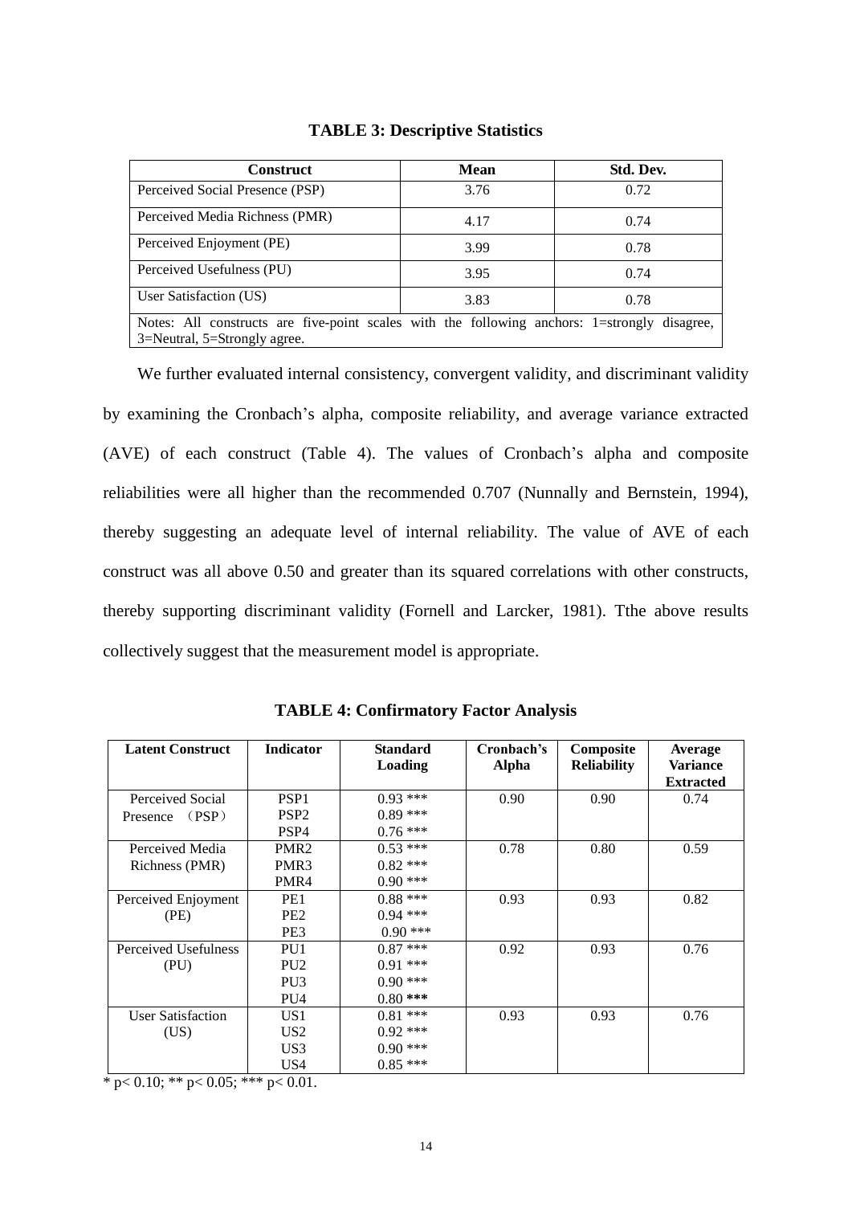**TABLE 3: Descriptive Statistics**

| Construct | Mean | Std. Dev. |
|---|---|---|
| Perceived Social Presence (PSP) | 3.76 | 0.72 |
| Perceived Media Richness (PMR) | 4.17 | 0.74 |
| Perceived Enjoyment (PE) | 3.99 | 0.78 |
| Perceived Usefulness (PU) | 3.95 | 0.74 |
| User Satisfaction (US) | 3.83 | 0.78 |
| Notes: All constructs are five-point scales with the following anchors: 1=strongly disagree, 3=Neutral, 5=Strongly agree. | | |

We further evaluated internal consistency, convergent validity, and discriminant validity by examining the Cronbach's alpha, composite reliability, and average variance extracted (AVE) of each construct (Table 4). The values of Cronbach's alpha and composite reliabilities were all higher than the recommended 0.707 (Nunnally and Bernstein, 1994), thereby suggesting an adequate level of internal reliability. The value of AVE of each construct was all above 0.50 and greater than its squared correlations with other constructs, thereby supporting discriminant validity (Fornell and Larcker, 1981). Tthe above results collectively suggest that the measurement model is appropriate.

**TABLE 4: Confirmatory Factor Analysis**

| Latent Construct | Indicator | Standard Loading | Cronbach's Alpha | Composite Reliability | Average Variance Extracted |
|---|---|---|---|---|---|
| Perceived Social Presence （PSP） | PSP1 | 0.93 *** | 0.90 | 0.90 | 0.74 |
| | PSP2 | 0.89 *** | | | |
| | PSP4 | 0.76 *** | | | |
| Perceived Media Richness (PMR) | PMR2 | 0.53 *** | 0.78 | 0.80 | 0.59 |
| | PMR3 | 0.82 *** | | | |
| | PMR4 | 0.90 *** | | | |
| Perceived Enjoyment (PE) | PE1 | 0.88 *** | 0.93 | 0.93 | 0.82 |
| | PE2 | 0.94 *** | | | |
| | PE3 | 0.90 *** | | | |
| Perceived Usefulness (PU) | PU1 | 0.87 *** | 0.92 | 0.93 | 0.76 |
| | PU2 | 0.91 *** | | | |
| | PU3 | 0.90 *** | | | |
| | PU4 | 0.80 *** | | | |
| User Satisfaction (US) | US1 | 0.81 *** | 0.93 | 0.93 | 0.76 |
| | US2 | 0.92 *** | | | |
| | US3 | 0.90 *** | | | |
| | US4 | 0.85 *** | | | |

* $p < 0.10$; ** $p < 0.05$; *** $p < 0.01$.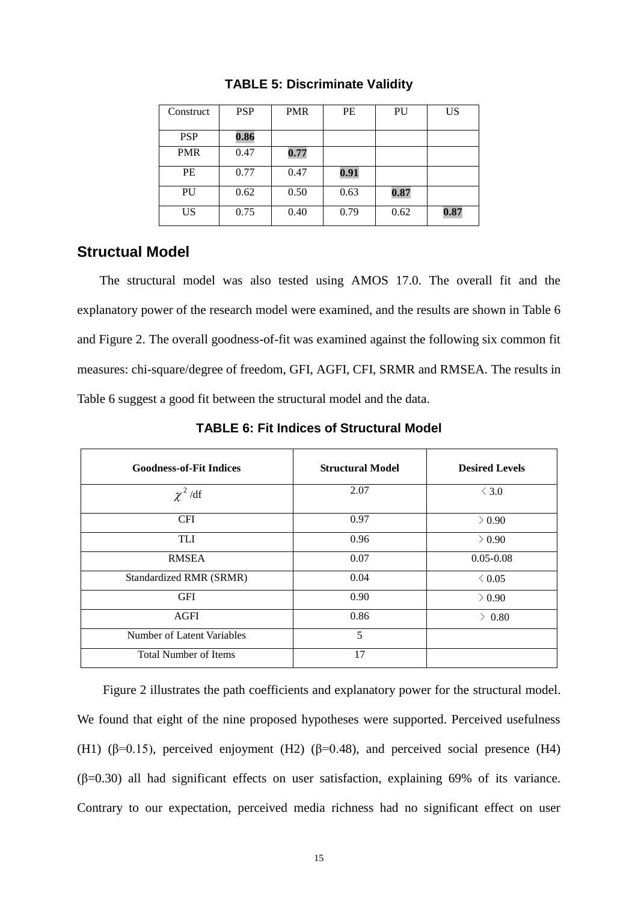**TABLE 5: Discriminate Validity**

| Construct | PSP | PMR | PE | PU | US |
|---|---|---|---|---|---|
| PSP | **0.86** | | | | |
| PMR | 0.47 | **0.77** | | | |
| PE | 0.77 | 0.47 | **0.91** | | |
| PU | 0.62 | 0.50 | 0.63 | **0.87** | |
| US | 0.75 | 0.40 | 0.79 | 0.62 | **0.87** |

## Structual Model

The structural model was also tested using AMOS 17.0. The overall fit and the explanatory power of the research model were examined, and the results are shown in Table 6 and Figure 2. The overall goodness-of-fit was examined against the following six common fit measures: chi-square/degree of freedom, GFI, AGFI, CFI, SRMR and RMSEA. The results in Table 6 suggest a good fit between the structural model and the data.

**TABLE 6: Fit Indices of Structural Model**

| Goodness-of-Fit Indices | Structural Model | Desired Levels |
|---|---|---|
| $\chi^2$/df | 2.07 | $<$ 3.0 |
| CFI | 0.97 | $>$ 0.90 |
| TLI | 0.96 | $>$ 0.90 |
| RMSEA | 0.07 | 0.05-0.08 |
| Standardized RMR (SRMR) | 0.04 | $<$ 0.05 |
| GFI | 0.90 | $>$ 0.90 |
| AGFI | 0.86 | $>$ 0.80 |
| Number of Latent Variables | 5 | |
| Total Number of Items | 17 | |

Figure 2 illustrates the path coefficients and explanatory power for the structural model. We found that eight of the nine proposed hypotheses were supported. Perceived usefulness (H1) ($\beta$=0.15), perceived enjoyment (H2) ($\beta$=0.48), and perceived social presence (H4) ($\beta$=0.30) all had significant effects on user satisfaction, explaining 69% of its variance. Contrary to our expectation, perceived media richness had no significant effect on user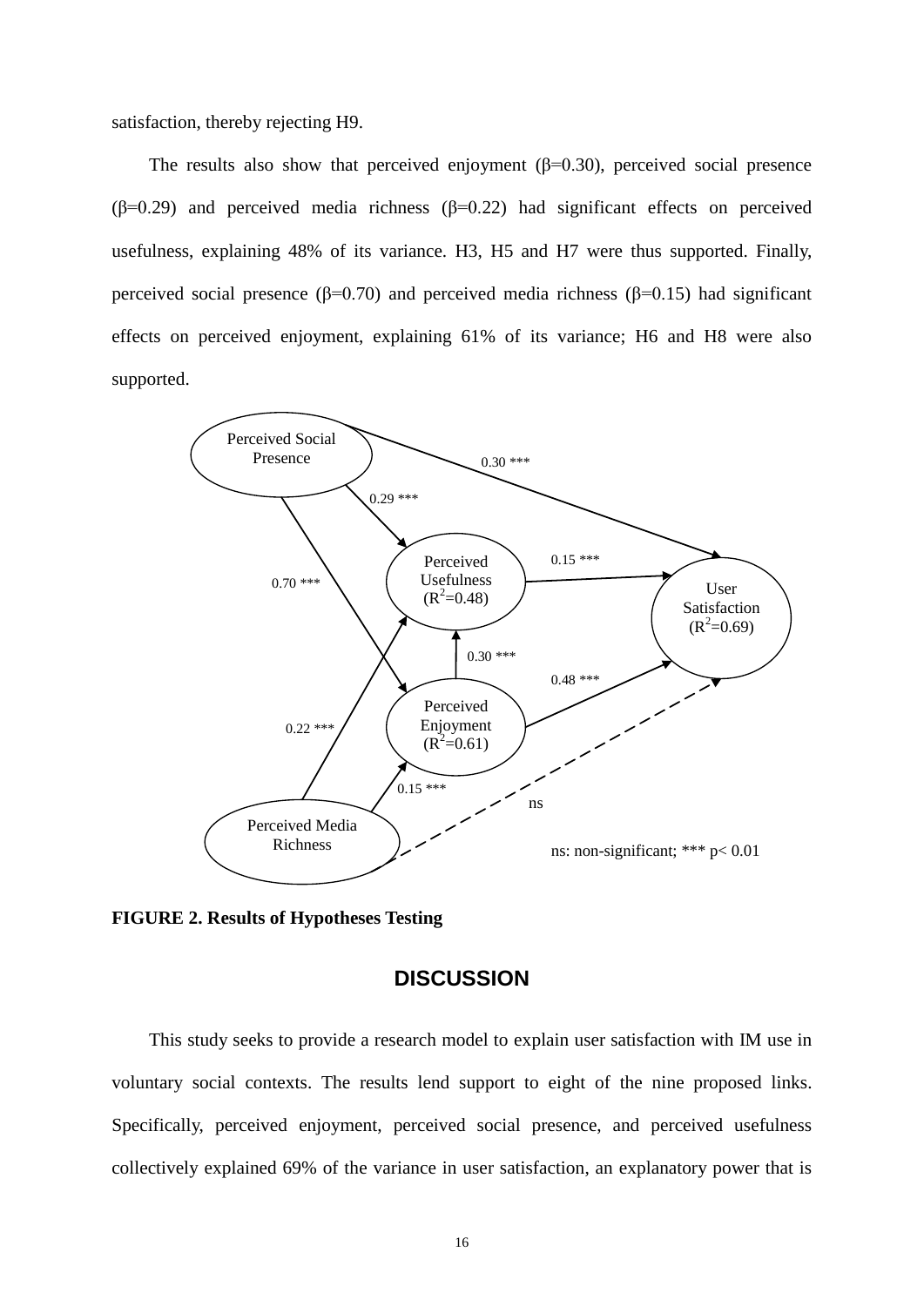satisfaction, thereby rejecting H9.

The results also show that perceived enjoyment (β=0.30), perceived social presence (β=0.29) and perceived media richness (β=0.22) had significant effects on perceived usefulness, explaining 48% of its variance. H3, H5 and H7 were thus supported. Finally, perceived social presence (β=0.70) and perceived media richness (β=0.15) had significant effects on perceived enjoyment, explaining 61% of its variance; H6 and H8 were also supported.

FIGURE 2. Results of Hypotheses Testing

## DISCUSSION

This study seeks to provide a research model to explain user satisfaction with IM use in voluntary social contexts. The results lend support to eight of the nine proposed links. Specifically, perceived enjoyment, perceived social presence, and perceived usefulness collectively explained 69% of the variance in user satisfaction, an explanatory power that is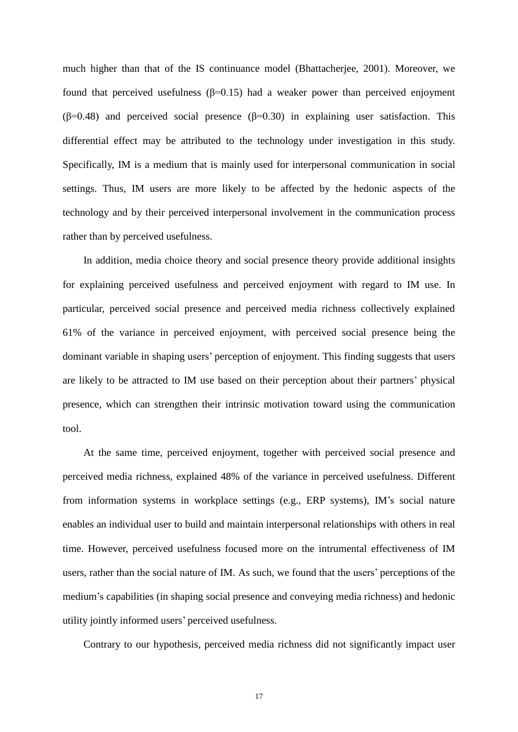much higher than that of the IS continuance model (Bhattacherjee, 2001). Moreover, we found that perceived usefulness ($\beta$=0.15) had a weaker power than perceived enjoyment ($\beta$=0.48) and perceived social presence ($\beta$=0.30) in explaining user satisfaction. This differential effect may be attributed to the technology under investigation in this study. Specifically, IM is a medium that is mainly used for interpersonal communication in social settings. Thus, IM users are more likely to be affected by the hedonic aspects of the technology and by their perceived interpersonal involvement in the communication process rather than by perceived usefulness.

In addition, media choice theory and social presence theory provide additional insights for explaining perceived usefulness and perceived enjoyment with regard to IM use. In particular, perceived social presence and perceived media richness collectively explained 61% of the variance in perceived enjoyment, with perceived social presence being the dominant variable in shaping users' perception of enjoyment. This finding suggests that users are likely to be attracted to IM use based on their perception about their partners' physical presence, which can strengthen their intrinsic motivation toward using the communication tool.

At the same time, perceived enjoyment, together with perceived social presence and perceived media richness, explained 48% of the variance in perceived usefulness. Different from information systems in workplace settings (e.g., ERP systems), IM's social nature enables an individual user to build and maintain interpersonal relationships with others in real time. However, perceived usefulness focused more on the intrumental effectiveness of IM users, rather than the social nature of IM. As such, we found that the users' perceptions of the medium's capabilities (in shaping social presence and conveying media richness) and hedonic utility jointly informed users' perceived usefulness.

Contrary to our hypothesis, perceived media richness did not significantly impact user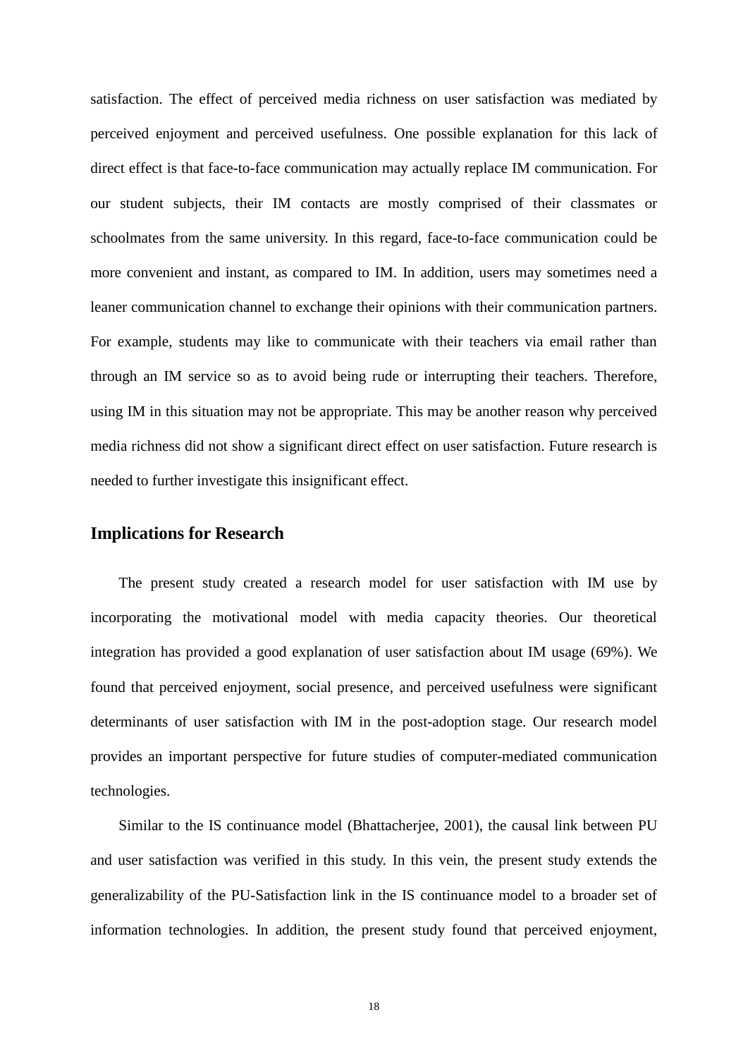satisfaction. The effect of perceived media richness on user satisfaction was mediated by perceived enjoyment and perceived usefulness. One possible explanation for this lack of direct effect is that face-to-face communication may actually replace IM communication. For our student subjects, their IM contacts are mostly comprised of their classmates or schoolmates from the same university. In this regard, face-to-face communication could be more convenient and instant, as compared to IM. In addition, users may sometimes need a leaner communication channel to exchange their opinions with their communication partners. For example, students may like to communicate with their teachers via email rather than through an IM service so as to avoid being rude or interrupting their teachers. Therefore, using IM in this situation may not be appropriate. This may be another reason why perceived media richness did not show a significant direct effect on user satisfaction. Future research is needed to further investigate this insignificant effect.

## Implications for Research

The present study created a research model for user satisfaction with IM use by incorporating the motivational model with media capacity theories. Our theoretical integration has provided a good explanation of user satisfaction about IM usage (69%). We found that perceived enjoyment, social presence, and perceived usefulness were significant determinants of user satisfaction with IM in the post-adoption stage. Our research model provides an important perspective for future studies of computer-mediated communication technologies.

Similar to the IS continuance model (Bhattacherjee, 2001), the causal link between PU and user satisfaction was verified in this study. In this vein, the present study extends the generalizability of the PU-Satisfaction link in the IS continuance model to a broader set of information technologies. In addition, the present study found that perceived enjoyment,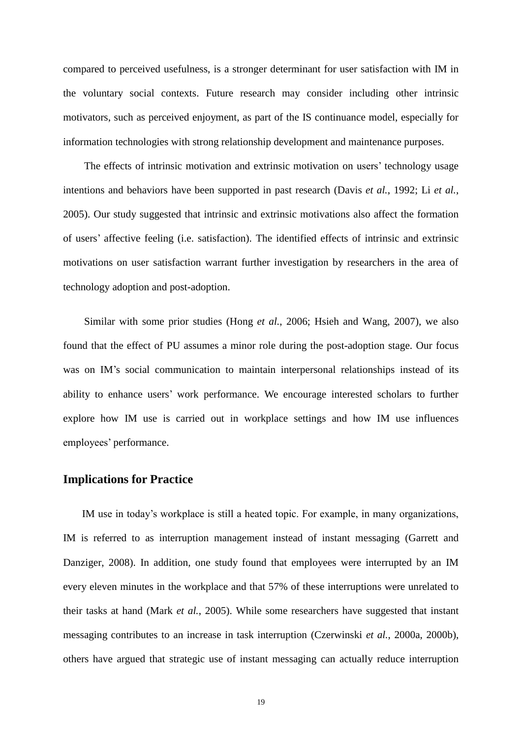compared to perceived usefulness, is a stronger determinant for user satisfaction with IM in the voluntary social contexts. Future research may consider including other intrinsic motivators, such as perceived enjoyment, as part of the IS continuance model, especially for information technologies with strong relationship development and maintenance purposes.

The effects of intrinsic motivation and extrinsic motivation on users' technology usage intentions and behaviors have been supported in past research (Davis *et al.*, 1992; Li *et al.*, 2005). Our study suggested that intrinsic and extrinsic motivations also affect the formation of users' affective feeling (i.e. satisfaction). The identified effects of intrinsic and extrinsic motivations on user satisfaction warrant further investigation by researchers in the area of technology adoption and post-adoption.

Similar with some prior studies (Hong *et al.*, 2006; Hsieh and Wang, 2007), we also found that the effect of PU assumes a minor role during the post-adoption stage. Our focus was on IM's social communication to maintain interpersonal relationships instead of its ability to enhance users' work performance. We encourage interested scholars to further explore how IM use is carried out in workplace settings and how IM use influences employees' performance.

## Implications for Practice

IM use in today's workplace is still a heated topic. For example, in many organizations, IM is referred to as interruption management instead of instant messaging (Garrett and Danziger, 2008). In addition, one study found that employees were interrupted by an IM every eleven minutes in the workplace and that 57% of these interruptions were unrelated to their tasks at hand (Mark *et al.*, 2005). While some researchers have suggested that instant messaging contributes to an increase in task interruption (Czerwinski *et al.*, 2000a, 2000b), others have argued that strategic use of instant messaging can actually reduce interruption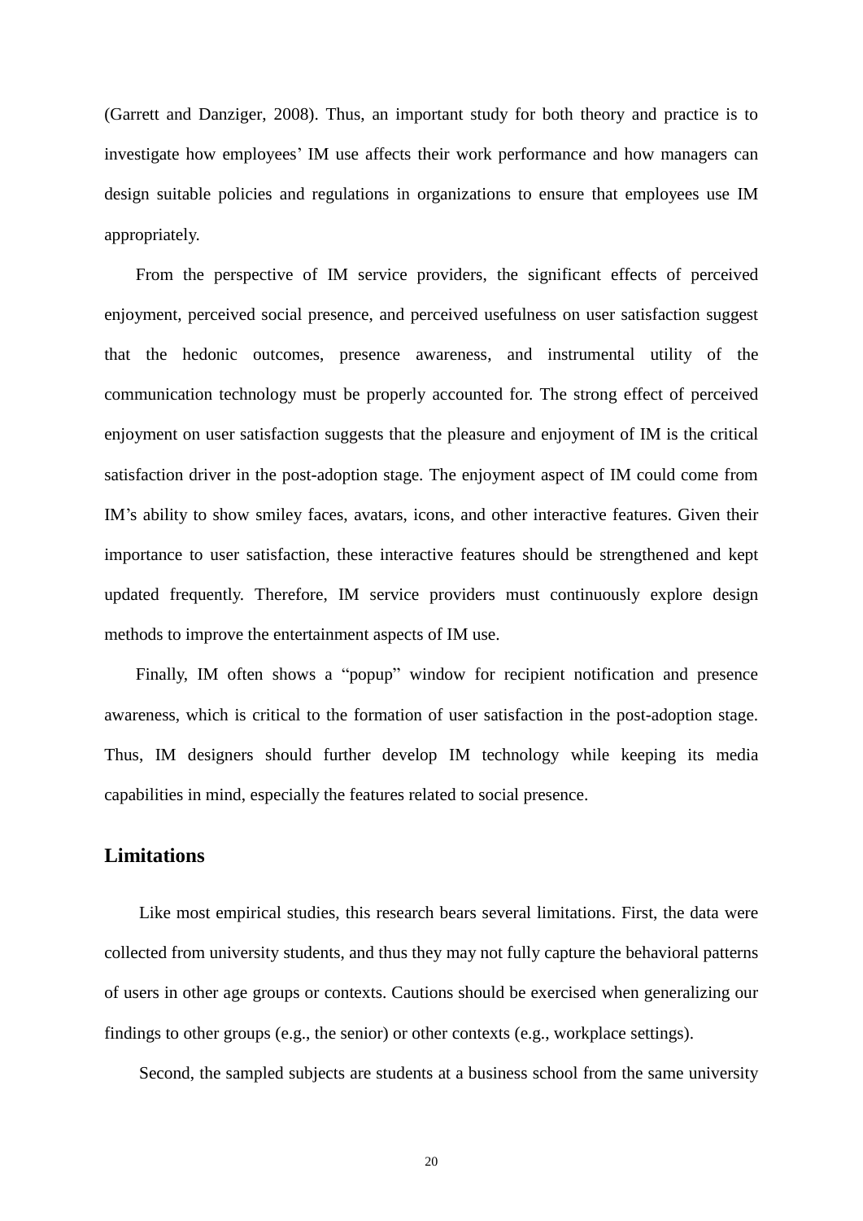(Garrett and Danziger, 2008). Thus, an important study for both theory and practice is to investigate how employees' IM use affects their work performance and how managers can design suitable policies and regulations in organizations to ensure that employees use IM appropriately.

From the perspective of IM service providers, the significant effects of perceived enjoyment, perceived social presence, and perceived usefulness on user satisfaction suggest that the hedonic outcomes, presence awareness, and instrumental utility of the communication technology must be properly accounted for. The strong effect of perceived enjoyment on user satisfaction suggests that the pleasure and enjoyment of IM is the critical satisfaction driver in the post-adoption stage. The enjoyment aspect of IM could come from IM's ability to show smiley faces, avatars, icons, and other interactive features. Given their importance to user satisfaction, these interactive features should be strengthened and kept updated frequently. Therefore, IM service providers must continuously explore design methods to improve the entertainment aspects of IM use.

Finally, IM often shows a "popup" window for recipient notification and presence awareness, which is critical to the formation of user satisfaction in the post-adoption stage. Thus, IM designers should further develop IM technology while keeping its media capabilities in mind, especially the features related to social presence.

## Limitations

Like most empirical studies, this research bears several limitations. First, the data were collected from university students, and thus they may not fully capture the behavioral patterns of users in other age groups or contexts. Cautions should be exercised when generalizing our findings to other groups (e.g., the senior) or other contexts (e.g., workplace settings).

Second, the sampled subjects are students at a business school from the same university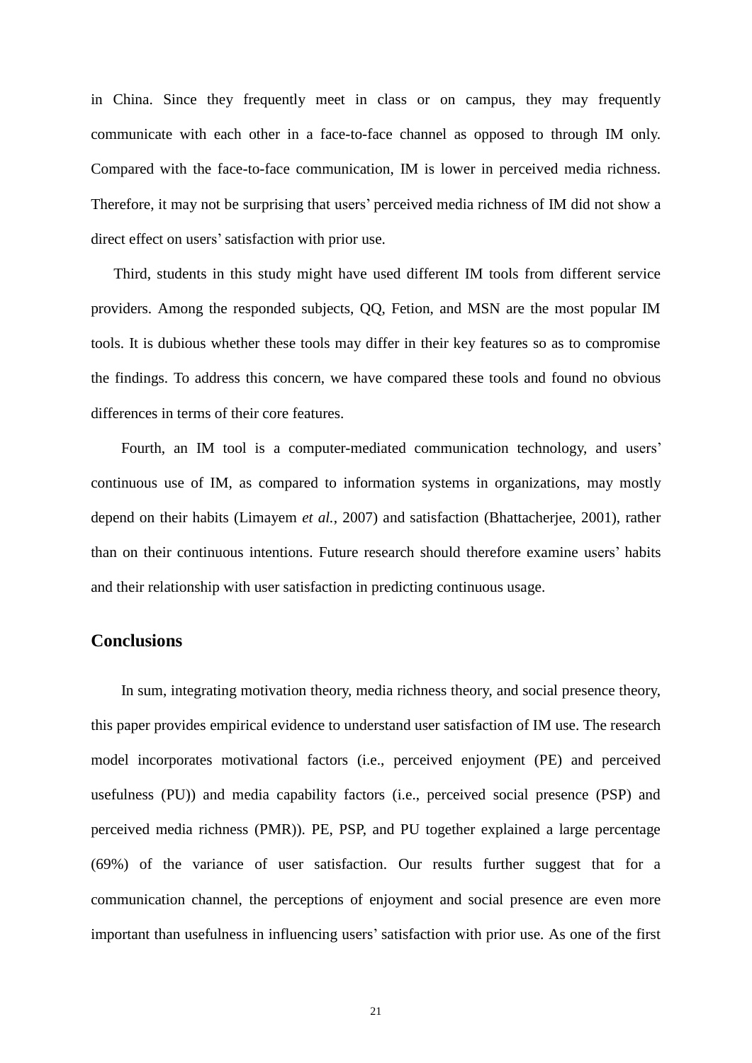in China. Since they frequently meet in class or on campus, they may frequently communicate with each other in a face-to-face channel as opposed to through IM only. Compared with the face-to-face communication, IM is lower in perceived media richness. Therefore, it may not be surprising that users' perceived media richness of IM did not show a direct effect on users' satisfaction with prior use.

Third, students in this study might have used different IM tools from different service providers. Among the responded subjects, QQ, Fetion, and MSN are the most popular IM tools. It is dubious whether these tools may differ in their key features so as to compromise the findings. To address this concern, we have compared these tools and found no obvious differences in terms of their core features.

Fourth, an IM tool is a computer-mediated communication technology, and users' continuous use of IM, as compared to information systems in organizations, may mostly depend on their habits (Limayem *et al.*, 2007) and satisfaction (Bhattacherjee, 2001), rather than on their continuous intentions. Future research should therefore examine users' habits and their relationship with user satisfaction in predicting continuous usage.

## Conclusions

In sum, integrating motivation theory, media richness theory, and social presence theory, this paper provides empirical evidence to understand user satisfaction of IM use. The research model incorporates motivational factors (i.e., perceived enjoyment (PE) and perceived usefulness (PU)) and media capability factors (i.e., perceived social presence (PSP) and perceived media richness (PMR)). PE, PSP, and PU together explained a large percentage (69%) of the variance of user satisfaction. Our results further suggest that for a communication channel, the perceptions of enjoyment and social presence are even more important than usefulness in influencing users' satisfaction with prior use. As one of the first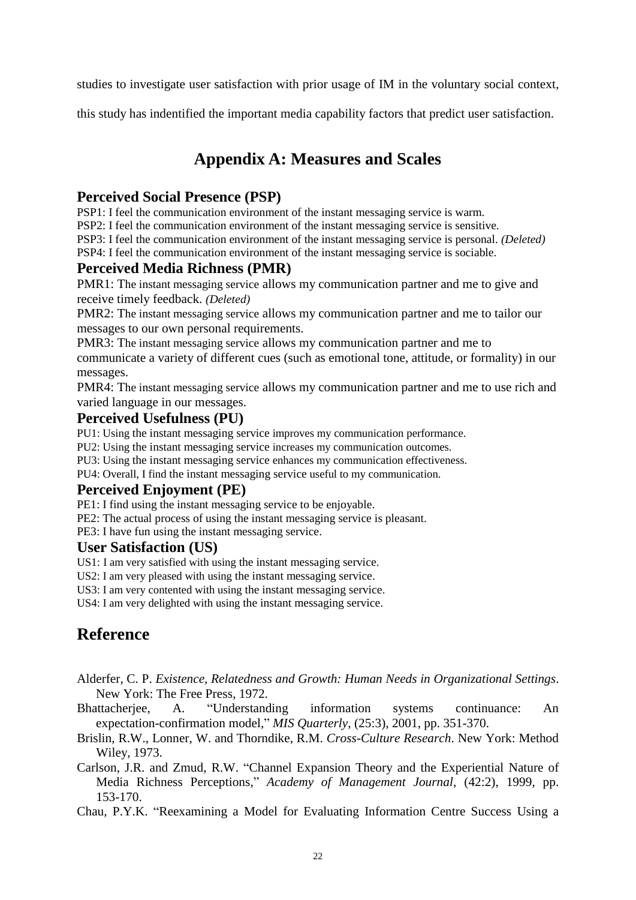studies to investigate user satisfaction with prior usage of IM in the voluntary social context, this study has indentified the important media capability factors that predict user satisfaction.

## Appendix A: Measures and Scales

### Perceived Social Presence (PSP)

PSP1: I feel the communication environment of the instant messaging service is warm.
PSP2: I feel the communication environment of the instant messaging service is sensitive.
PSP3: I feel the communication environment of the instant messaging service is personal. *(Deleted)*
PSP4: I feel the communication environment of the instant messaging service is sociable.

### Perceived Media Richness (PMR)

PMR1: The instant messaging service allows my communication partner and me to give and receive timely feedback. *(Deleted)*
PMR2: The instant messaging service allows my communication partner and me to tailor our messages to our own personal requirements.
PMR3: The instant messaging service allows my communication partner and me to communicate a variety of different cues (such as emotional tone, attitude, or formality) in our messages.
PMR4: The instant messaging service allows my communication partner and me to use rich and varied language in our messages.

### Perceived Usefulness (PU)

PU1: Using the instant messaging service improves my communication performance.
PU2: Using the instant messaging service increases my communication outcomes.
PU3: Using the instant messaging service enhances my communication effectiveness.
PU4: Overall, I find the instant messaging service useful to my communication.

### Perceived Enjoyment (PE)

PE1: I find using the instant messaging service to be enjoyable.
PE2: The actual process of using the instant messaging service is pleasant.
PE3: I have fun using the instant messaging service.

### User Satisfaction (US)

US1: I am very satisfied with using the instant messaging service.
US2: I am very pleased with using the instant messaging service.
US3: I am very contented with using the instant messaging service.
US4: I am very delighted with using the instant messaging service.

## Reference

Alderfer, C. P. *Existence, Relatedness and Growth: Human Needs in Organizational Settings*. New York: The Free Press, 1972.

Bhattacherjee, A. "Understanding information systems continuance: An expectation-confirmation model," *MIS Quarterly*, (25:3), 2001, pp. 351-370.

Brislin, R.W., Lonner, W. and Thorndike, R.M. *Cross-Culture Research*. New York: Method Wiley, 1973.

Carlson, J.R. and Zmud, R.W. "Channel Expansion Theory and the Experiential Nature of Media Richness Perceptions," *Academy of Management Journal*, (42:2), 1999, pp. 153-170.

Chau, P.Y.K. "Reexamining a Model for Evaluating Information Centre Success Using a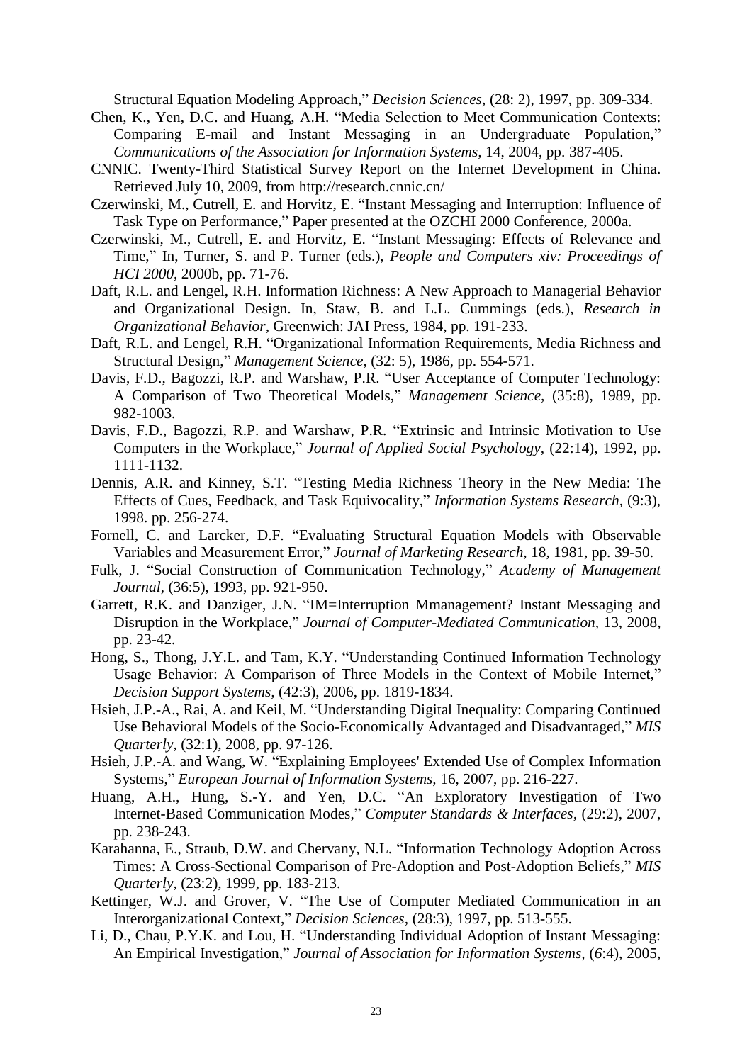Structural Equation Modeling Approach," *Decision Sciences*, (28: 2), 1997, pp. 309-334.

Chen, K., Yen, D.C. and Huang, A.H. "Media Selection to Meet Communication Contexts: Comparing E-mail and Instant Messaging in an Undergraduate Population," *Communications of the Association for Information Systems*, 14, 2004, pp. 387-405.

CNNIC. Twenty-Third Statistical Survey Report on the Internet Development in China. Retrieved July 10, 2009, from http://research.cnnic.cn/

Czerwinski, M., Cutrell, E. and Horvitz, E. "Instant Messaging and Interruption: Influence of Task Type on Performance," Paper presented at the OZCHI 2000 Conference, 2000a.

Czerwinski, M., Cutrell, E. and Horvitz, E. "Instant Messaging: Effects of Relevance and Time," In, Turner, S. and P. Turner (eds.), *People and Computers xiv: Proceedings of HCI 2000*, 2000b, pp. 71-76.

Daft, R.L. and Lengel, R.H. Information Richness: A New Approach to Managerial Behavior and Organizational Design. In, Staw, B. and L.L. Cummings (eds.), *Research in Organizational Behavior*, Greenwich: JAI Press, 1984, pp. 191-233.

Daft, R.L. and Lengel, R.H. "Organizational Information Requirements, Media Richness and Structural Design," *Management Science*, (32: 5), 1986, pp. 554-571.

Davis, F.D., Bagozzi, R.P. and Warshaw, P.R. "User Acceptance of Computer Technology: A Comparison of Two Theoretical Models," *Management Science*, (35:8), 1989, pp. 982-1003.

Davis, F.D., Bagozzi, R.P. and Warshaw, P.R. "Extrinsic and Intrinsic Motivation to Use Computers in the Workplace," *Journal of Applied Social Psychology*, (22:14), 1992, pp. 1111-1132.

Dennis, A.R. and Kinney, S.T. "Testing Media Richness Theory in the New Media: The Effects of Cues, Feedback, and Task Equivocality," *Information Systems Research*, (9:3), 1998. pp. 256-274.

Fornell, C. and Larcker, D.F. "Evaluating Structural Equation Models with Observable Variables and Measurement Error," *Journal of Marketing Research*, 18, 1981, pp. 39-50.

Fulk, J. "Social Construction of Communication Technology," *Academy of Management Journal*, (36:5), 1993, pp. 921-950.

Garrett, R.K. and Danziger, J.N. "IM=Interruption Mmanagement? Instant Messaging and Disruption in the Workplace," *Journal of Computer-Mediated Communication*, 13, 2008, pp. 23-42.

Hong, S., Thong, J.Y.L. and Tam, K.Y. "Understanding Continued Information Technology Usage Behavior: A Comparison of Three Models in the Context of Mobile Internet," *Decision Support Systems*, (42:3), 2006, pp. 1819-1834.

Hsieh, J.P.-A., Rai, A. and Keil, M. "Understanding Digital Inequality: Comparing Continued Use Behavioral Models of the Socio-Economically Advantaged and Disadvantaged," *MIS Quarterly*, (32:1), 2008, pp. 97-126.

Hsieh, J.P.-A. and Wang, W. "Explaining Employees' Extended Use of Complex Information Systems," *European Journal of Information Systems*, 16, 2007, pp. 216-227.

Huang, A.H., Hung, S.-Y. and Yen, D.C. "An Exploratory Investigation of Two Internet-Based Communication Modes," *Computer Standards & Interfaces*, (29:2), 2007, pp. 238-243.

Karahanna, E., Straub, D.W. and Chervany, N.L. "Information Technology Adoption Across Times: A Cross-Sectional Comparison of Pre-Adoption and Post-Adoption Beliefs," *MIS Quarterly*, (23:2), 1999, pp. 183-213.

Kettinger, W.J. and Grover, V. "The Use of Computer Mediated Communication in an Interorganizational Context," *Decision Sciences*, (28:3), 1997, pp. 513-555.

Li, D., Chau, P.Y.K. and Lou, H. "Understanding Individual Adoption of Instant Messaging: An Empirical Investigation," *Journal of Association for Information Systems*, (*6*:4), 2005,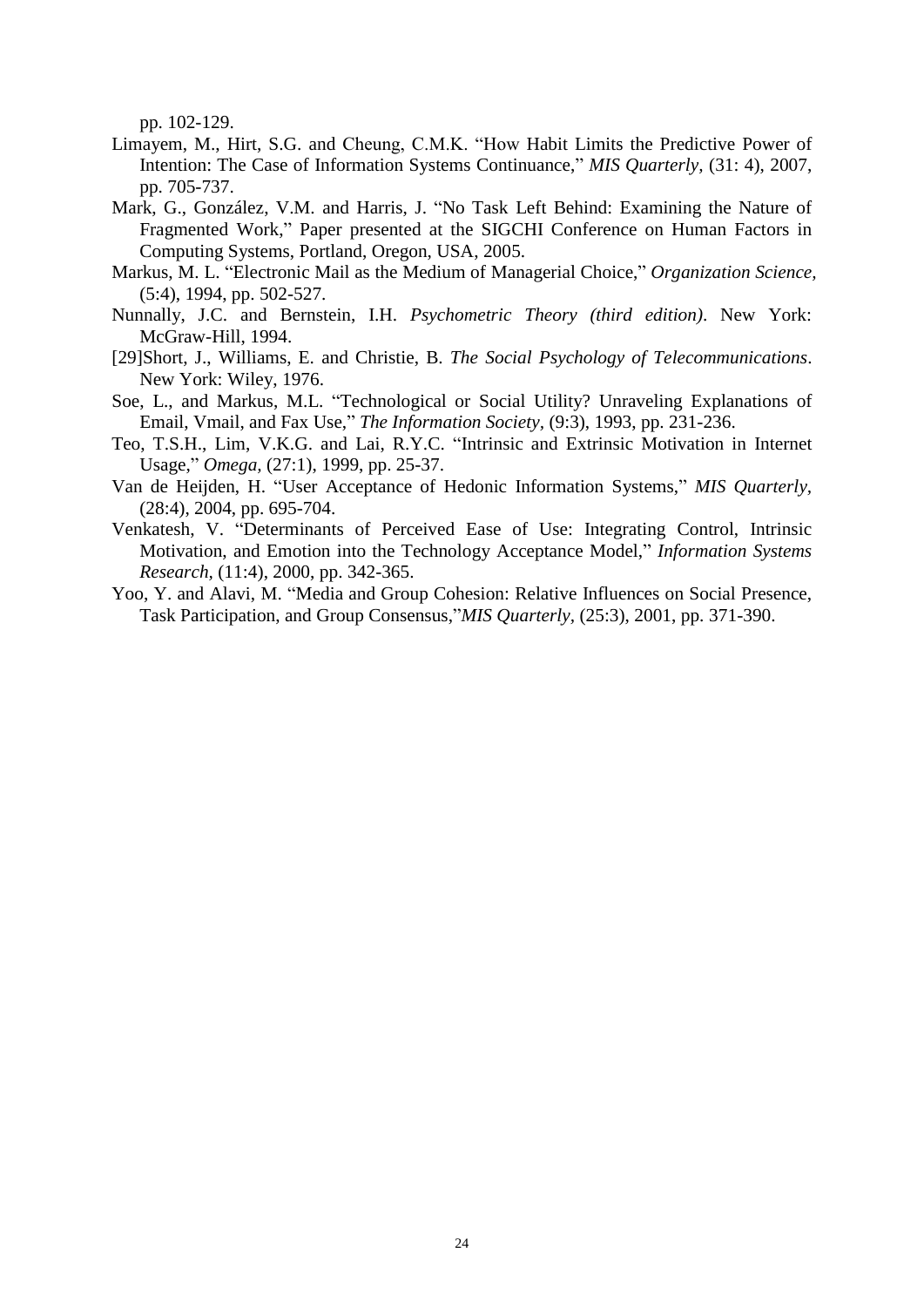pp. 102-129.

Limayem, M., Hirt, S.G. and Cheung, C.M.K. "How Habit Limits the Predictive Power of Intention: The Case of Information Systems Continuance," *MIS Quarterly,* (31: 4), 2007, pp. 705-737.

Mark, G., González, V.M. and Harris, J. "No Task Left Behind: Examining the Nature of Fragmented Work," Paper presented at the SIGCHI Conference on Human Factors in Computing Systems, Portland, Oregon, USA, 2005.

Markus, M. L. "Electronic Mail as the Medium of Managerial Choice," *Organization Science,* (5:4), 1994, pp. 502-527.

Nunnally, J.C. and Bernstein, I.H. *Psychometric Theory (third edition)*. New York: McGraw-Hill, 1994.

[29]Short, J., Williams, E. and Christie, B. *The Social Psychology of Telecommunications*. New York: Wiley, 1976.

Soe, L., and Markus, M.L. "Technological or Social Utility? Unraveling Explanations of Email, Vmail, and Fax Use," *The Information Society,* (9:3), 1993, pp. 231-236.

Teo, T.S.H., Lim, V.K.G. and Lai, R.Y.C. "Intrinsic and Extrinsic Motivation in Internet Usage," *Omega,* (27:1), 1999, pp. 25-37.

Van de Heijden, H. "User Acceptance of Hedonic Information Systems," *MIS Quarterly,* (28:4), 2004, pp. 695-704.

Venkatesh, V. "Determinants of Perceived Ease of Use: Integrating Control, Intrinsic Motivation, and Emotion into the Technology Acceptance Model," *Information Systems Research,* (11:4), 2000, pp. 342-365.

Yoo, Y. and Alavi, M. "Media and Group Cohesion: Relative Influences on Social Presence, Task Participation, and Group Consensus,"*MIS Quarterly,* (25:3), 2001, pp. 371-390.